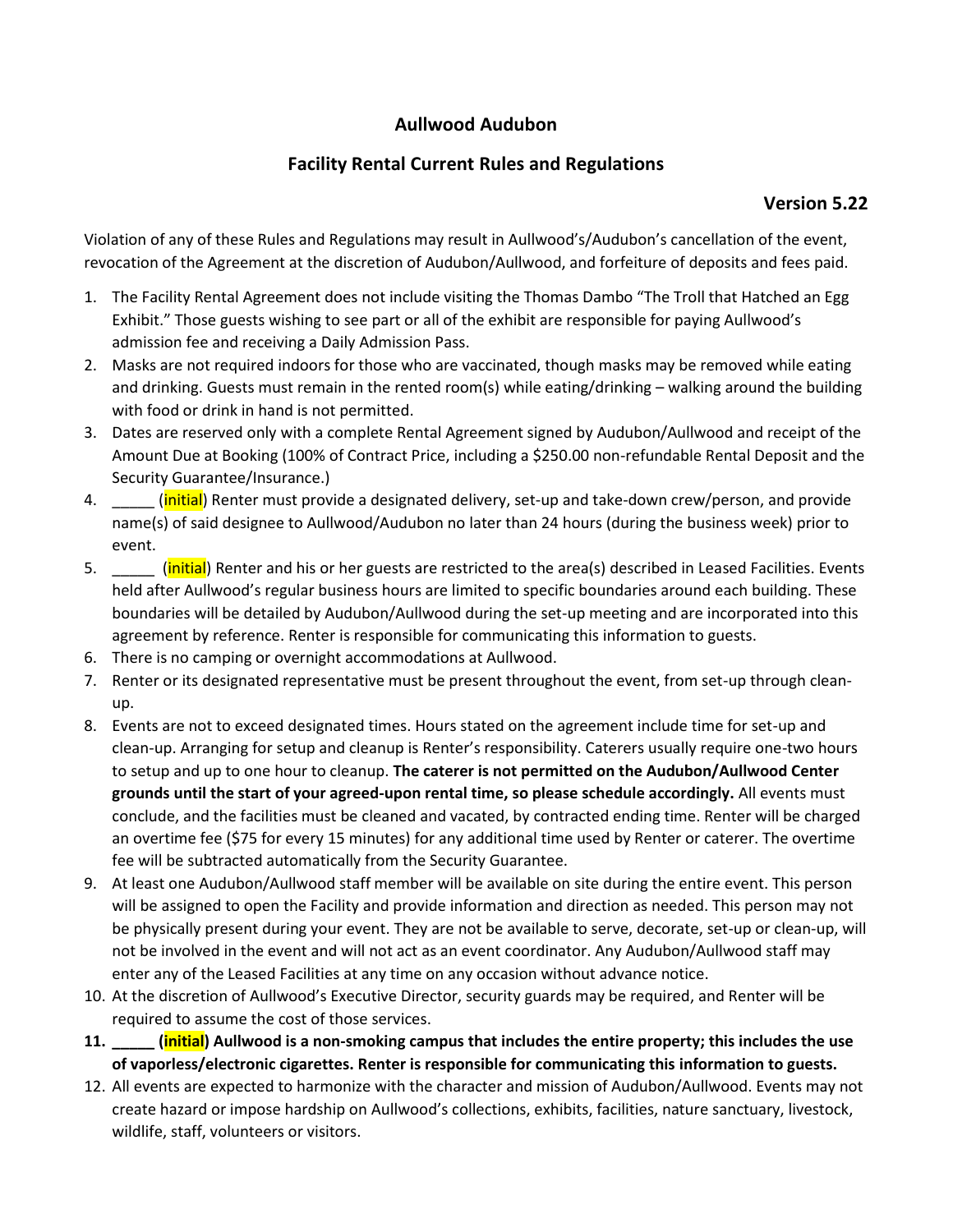# Aullwood Audubon

## Facility Rental Current Rules and Regulations

### Version 5.22

Violation of any of these Rules and Regulations may result in Aullwood's/Audubon's cancellation of the event, revocation of the Agreement at the discretion of Audubon/Aullwood, and forfeiture of deposits and fees paid.

1. The Facility Rental Agreement does not include visiting the Thomas Dambo "The Troll that Hatched an Egg Exhibit." Those guests wishing to see part or all of the exhibit are responsible for paying Aullwood's admission fee and receiving a Daily Admission Pass.
2. Masks are not required indoors for those who are vaccinated, though masks may be removed while eating and drinking. Guests must remain in the rented room(s) while eating/drinking – walking around the building with food or drink in hand is not permitted.
3. Dates are reserved only with a complete Rental Agreement signed by Audubon/Aullwood and receipt of the Amount Due at Booking (100% of Contract Price, including a $250.00 non-refundable Rental Deposit and the Security Guarantee/Insurance.)
4. _____ (initial) Renter must provide a designated delivery, set-up and take-down crew/person, and provide name(s) of said designee to Aullwood/Audubon no later than 24 hours (during the business week) prior to event.
5. _____ (initial) Renter and his or her guests are restricted to the area(s) described in Leased Facilities. Events held after Aullwood's regular business hours are limited to specific boundaries around each building. These boundaries will be detailed by Audubon/Aullwood during the set-up meeting and are incorporated into this agreement by reference. Renter is responsible for communicating this information to guests.
6. There is no camping or overnight accommodations at Aullwood.
7. Renter or its designated representative must be present throughout the event, from set-up through clean-up.
8. Events are not to exceed designated times. Hours stated on the agreement include time for set-up and clean-up. Arranging for setup and cleanup is Renter's responsibility. Caterers usually require one-two hours to setup and up to one hour to cleanup. **The caterer is not permitted on the Audubon/Aullwood Center grounds until the start of your agreed-upon rental time, so please schedule accordingly.** All events must conclude, and the facilities must be cleaned and vacated, by contracted ending time. Renter will be charged an overtime fee ($75 for every 15 minutes) for any additional time used by Renter or caterer. The overtime fee will be subtracted automatically from the Security Guarantee.
9. At least one Audubon/Aullwood staff member will be available on site during the entire event. This person will be assigned to open the Facility and provide information and direction as needed. This person may not be physically present during your event. They are not be available to serve, decorate, set-up or clean-up, will not be involved in the event and will not act as an event coordinator. Any Audubon/Aullwood staff may enter any of the Leased Facilities at any time on any occasion without advance notice.
10. At the discretion of Aullwood's Executive Director, security guards may be required, and Renter will be required to assume the cost of those services.
11. **_____ (initial) Aullwood is a non-smoking campus that includes the entire property; this includes the use of vaporless/electronic cigarettes. Renter is responsible for communicating this information to guests.**
12. All events are expected to harmonize with the character and mission of Audubon/Aullwood. Events may not create hazard or impose hardship on Aullwood's collections, exhibits, facilities, nature sanctuary, livestock, wildlife, staff, volunteers or visitors.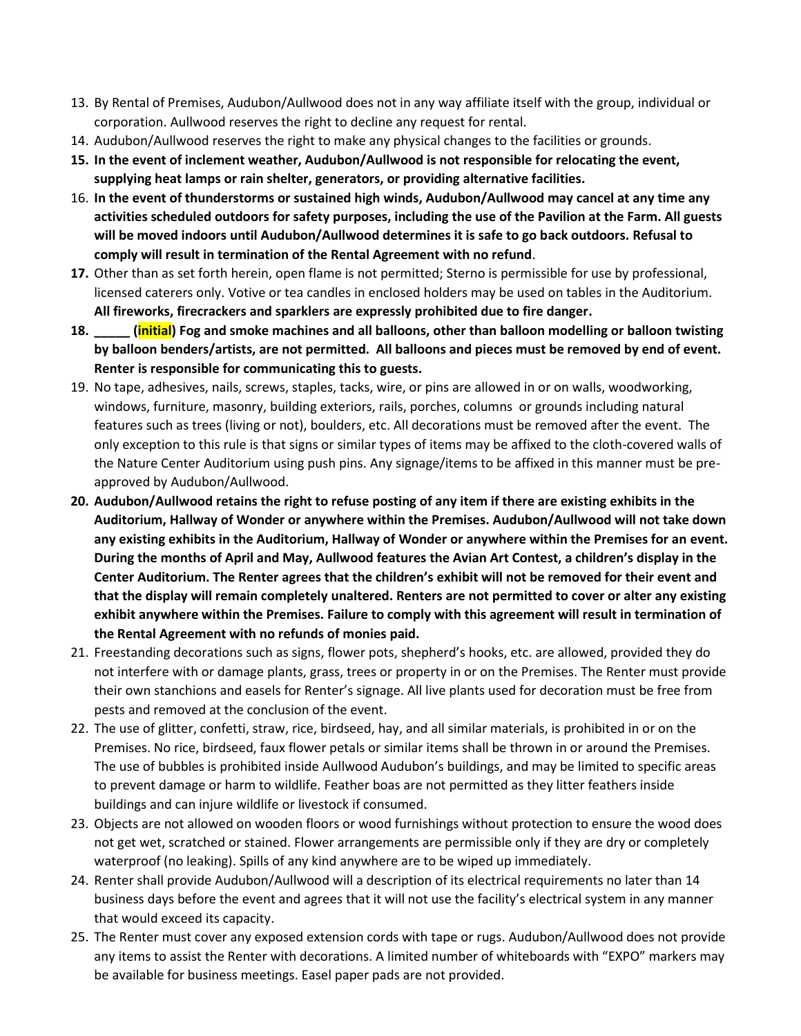13. By Rental of Premises, Audubon/Aullwood does not in any way affiliate itself with the group, individual or corporation. Aullwood reserves the right to decline any request for rental.
14. Audubon/Aullwood reserves the right to make any physical changes to the facilities or grounds.
15. **In the event of inclement weather, Audubon/Aullwood is not responsible for relocating the event, supplying heat lamps or rain shelter, generators, or providing alternative facilities.**
16. **In the event of thunderstorms or sustained high winds, Audubon/Aullwood may cancel at any time any activities scheduled outdoors for safety purposes, including the use of the Pavilion at the Farm. All guests will be moved indoors until Audubon/Aullwood determines it is safe to go back outdoors. Refusal to comply will result in termination of the Rental Agreement with no refund**.
17. Other than as set forth herein, open flame is not permitted; Sterno is permissible for use by professional, licensed caterers only. Votive or tea candles in enclosed holders may be used on tables in the Auditorium. **All fireworks, firecrackers and sparklers are expressly prohibited due to fire danger.**
18. **_____ (initial) Fog and smoke machines and all balloons, other than balloon modelling or balloon twisting by balloon benders/artists, are not permitted. All balloons and pieces must be removed by end of event. Renter is responsible for communicating this to guests.**
19. No tape, adhesives, nails, screws, staples, tacks, wire, or pins are allowed in or on walls, woodworking, windows, furniture, masonry, building exteriors, rails, porches, columns or grounds including natural features such as trees (living or not), boulders, etc. All decorations must be removed after the event. The only exception to this rule is that signs or similar types of items may be affixed to the cloth-covered walls of the Nature Center Auditorium using push pins. Any signage/items to be affixed in this manner must be pre-approved by Audubon/Aullwood.
20. **Audubon/Aullwood retains the right to refuse posting of any item if there are existing exhibits in the Auditorium, Hallway of Wonder or anywhere within the Premises. Audubon/Aullwood will not take down any existing exhibits in the Auditorium, Hallway of Wonder or anywhere within the Premises for an event. During the months of April and May, Aullwood features the Avian Art Contest, a children's display in the Center Auditorium. The Renter agrees that the children's exhibit will not be removed for their event and that the display will remain completely unaltered. Renters are not permitted to cover or alter any existing exhibit anywhere within the Premises. Failure to comply with this agreement will result in termination of the Rental Agreement with no refunds of monies paid.**
21. Freestanding decorations such as signs, flower pots, shepherd's hooks, etc. are allowed, provided they do not interfere with or damage plants, grass, trees or property in or on the Premises. The Renter must provide their own stanchions and easels for Renter's signage. All live plants used for decoration must be free from pests and removed at the conclusion of the event.
22. The use of glitter, confetti, straw, rice, birdseed, hay, and all similar materials, is prohibited in or on the Premises. No rice, birdseed, faux flower petals or similar items shall be thrown in or around the Premises. The use of bubbles is prohibited inside Aullwood Audubon's buildings, and may be limited to specific areas to prevent damage or harm to wildlife. Feather boas are not permitted as they litter feathers inside buildings and can injure wildlife or livestock if consumed.
23. Objects are not allowed on wooden floors or wood furnishings without protection to ensure the wood does not get wet, scratched or stained. Flower arrangements are permissible only if they are dry or completely waterproof (no leaking). Spills of any kind anywhere are to be wiped up immediately.
24. Renter shall provide Audubon/Aullwood will a description of its electrical requirements no later than 14 business days before the event and agrees that it will not use the facility's electrical system in any manner that would exceed its capacity.
25. The Renter must cover any exposed extension cords with tape or rugs. Audubon/Aullwood does not provide any items to assist the Renter with decorations. A limited number of whiteboards with "EXPO" markers may be available for business meetings. Easel paper pads are not provided.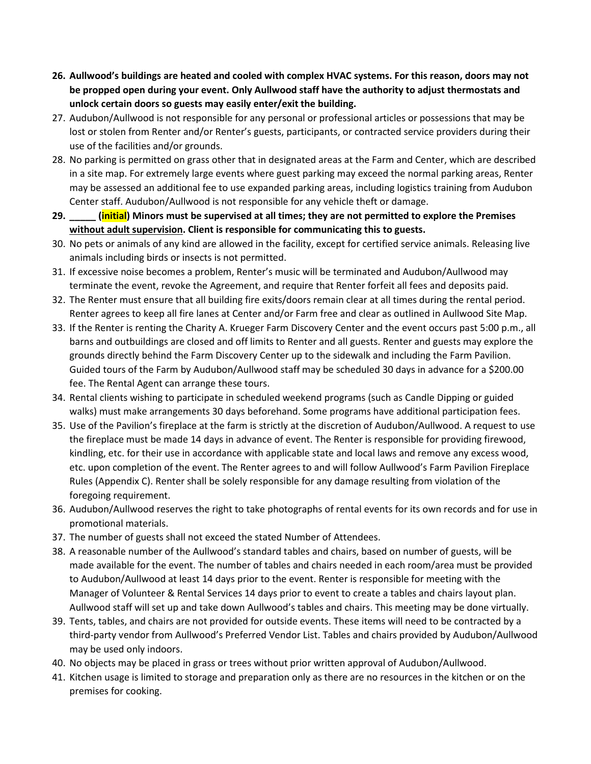26. **Aullwood's buildings are heated and cooled with complex HVAC systems. For this reason, doors may not be propped open during your event. Only Aullwood staff have the authority to adjust thermostats and unlock certain doors so guests may easily enter/exit the building.**
27. Audubon/Aullwood is not responsible for any personal or professional articles or possessions that may be lost or stolen from Renter and/or Renter's guests, participants, or contracted service providers during their use of the facilities and/or grounds.
28. No parking is permitted on grass other that in designated areas at the Farm and Center, which are described in a site map. For extremely large events where guest parking may exceed the normal parking areas, Renter may be assessed an additional fee to use expanded parking areas, including logistics training from Audubon Center staff. Audubon/Aullwood is not responsible for any vehicle theft or damage.
29. **_____ (initial) Minors must be supervised at all times; they are not permitted to explore the Premises <u>without adult supervision</u>. Client is responsible for communicating this to guests.**
30. No pets or animals of any kind are allowed in the facility, except for certified service animals. Releasing live animals including birds or insects is not permitted.
31. If excessive noise becomes a problem, Renter's music will be terminated and Audubon/Aullwood may terminate the event, revoke the Agreement, and require that Renter forfeit all fees and deposits paid.
32. The Renter must ensure that all building fire exits/doors remain clear at all times during the rental period. Renter agrees to keep all fire lanes at Center and/or Farm free and clear as outlined in Aullwood Site Map.
33. If the Renter is renting the Charity A. Krueger Farm Discovery Center and the event occurs past 5:00 p.m., all barns and outbuildings are closed and off limits to Renter and all guests. Renter and guests may explore the grounds directly behind the Farm Discovery Center up to the sidewalk and including the Farm Pavilion. Guided tours of the Farm by Audubon/Aullwood staff may be scheduled 30 days in advance for a $200.00 fee. The Rental Agent can arrange these tours.
34. Rental clients wishing to participate in scheduled weekend programs (such as Candle Dipping or guided walks) must make arrangements 30 days beforehand. Some programs have additional participation fees.
35. Use of the Pavilion's fireplace at the farm is strictly at the discretion of Audubon/Aullwood. A request to use the fireplace must be made 14 days in advance of event. The Renter is responsible for providing firewood, kindling, etc. for their use in accordance with applicable state and local laws and remove any excess wood, etc. upon completion of the event. The Renter agrees to and will follow Aullwood's Farm Pavilion Fireplace Rules (Appendix C). Renter shall be solely responsible for any damage resulting from violation of the foregoing requirement.
36. Audubon/Aullwood reserves the right to take photographs of rental events for its own records and for use in promotional materials.
37. The number of guests shall not exceed the stated Number of Attendees.
38. A reasonable number of the Aullwood's standard tables and chairs, based on number of guests, will be made available for the event. The number of tables and chairs needed in each room/area must be provided to Audubon/Aullwood at least 14 days prior to the event. Renter is responsible for meeting with the Manager of Volunteer & Rental Services 14 days prior to event to create a tables and chairs layout plan. Aullwood staff will set up and take down Aullwood's tables and chairs. This meeting may be done virtually.
39. Tents, tables, and chairs are not provided for outside events. These items will need to be contracted by a third-party vendor from Aullwood's Preferred Vendor List. Tables and chairs provided by Audubon/Aullwood may be used only indoors.
40. No objects may be placed in grass or trees without prior written approval of Audubon/Aullwood.
41. Kitchen usage is limited to storage and preparation only as there are no resources in the kitchen or on the premises for cooking.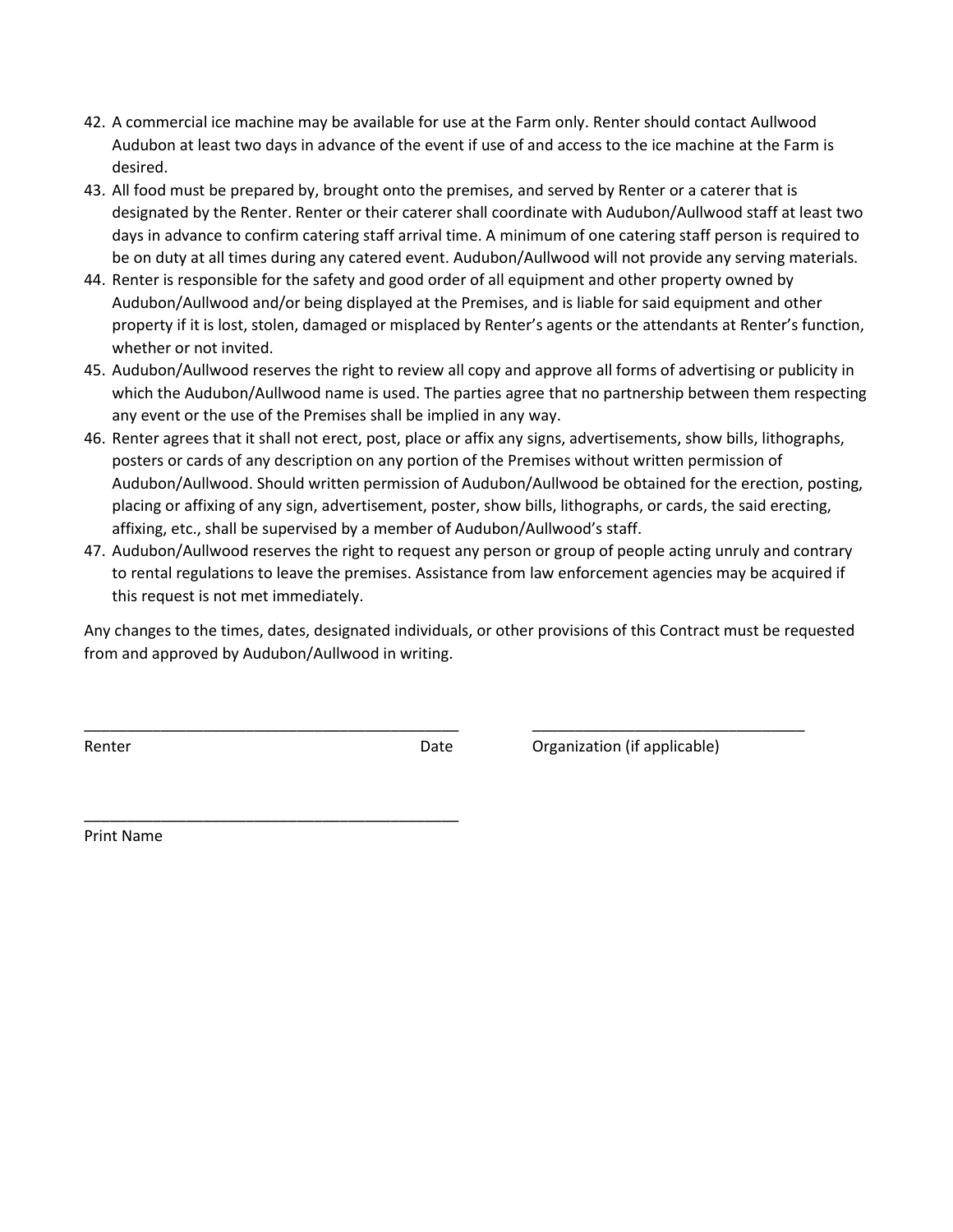42. A commercial ice machine may be available for use at the Farm only. Renter should contact Aullwood Audubon at least two days in advance of the event if use of and access to the ice machine at the Farm is desired.
43. All food must be prepared by, brought onto the premises, and served by Renter or a caterer that is designated by the Renter. Renter or their caterer shall coordinate with Audubon/Aullwood staff at least two days in advance to confirm catering staff arrival time. A minimum of one catering staff person is required to be on duty at all times during any catered event. Audubon/Aullwood will not provide any serving materials.
44. Renter is responsible for the safety and good order of all equipment and other property owned by Audubon/Aullwood and/or being displayed at the Premises, and is liable for said equipment and other property if it is lost, stolen, damaged or misplaced by Renter's agents or the attendants at Renter's function, whether or not invited.
45. Audubon/Aullwood reserves the right to review all copy and approve all forms of advertising or publicity in which the Audubon/Aullwood name is used. The parties agree that no partnership between them respecting any event or the use of the Premises shall be implied in any way.
46. Renter agrees that it shall not erect, post, place or affix any signs, advertisements, show bills, lithographs, posters or cards of any description on any portion of the Premises without written permission of Audubon/Aullwood. Should written permission of Audubon/Aullwood be obtained for the erection, posting, placing or affixing of any sign, advertisement, poster, show bills, lithographs, or cards, the said erecting, affixing, etc., shall be supervised by a member of Audubon/Aullwood's staff.
47. Audubon/Aullwood reserves the right to request any person or group of people acting unruly and contrary to rental regulations to leave the premises. Assistance from law enforcement agencies may be acquired if this request is not met immediately.

Any changes to the times, dates, designated individuals, or other provisions of this Contract must be requested from and approved by Audubon/Aullwood in writing.

_____________________________________________ &nbsp;&nbsp;&nbsp;&nbsp; ________________________________

Renter &nbsp;&nbsp;&nbsp;&nbsp; Date &nbsp;&nbsp;&nbsp;&nbsp; Organization (if applicable)

_____________________________________________

Print Name